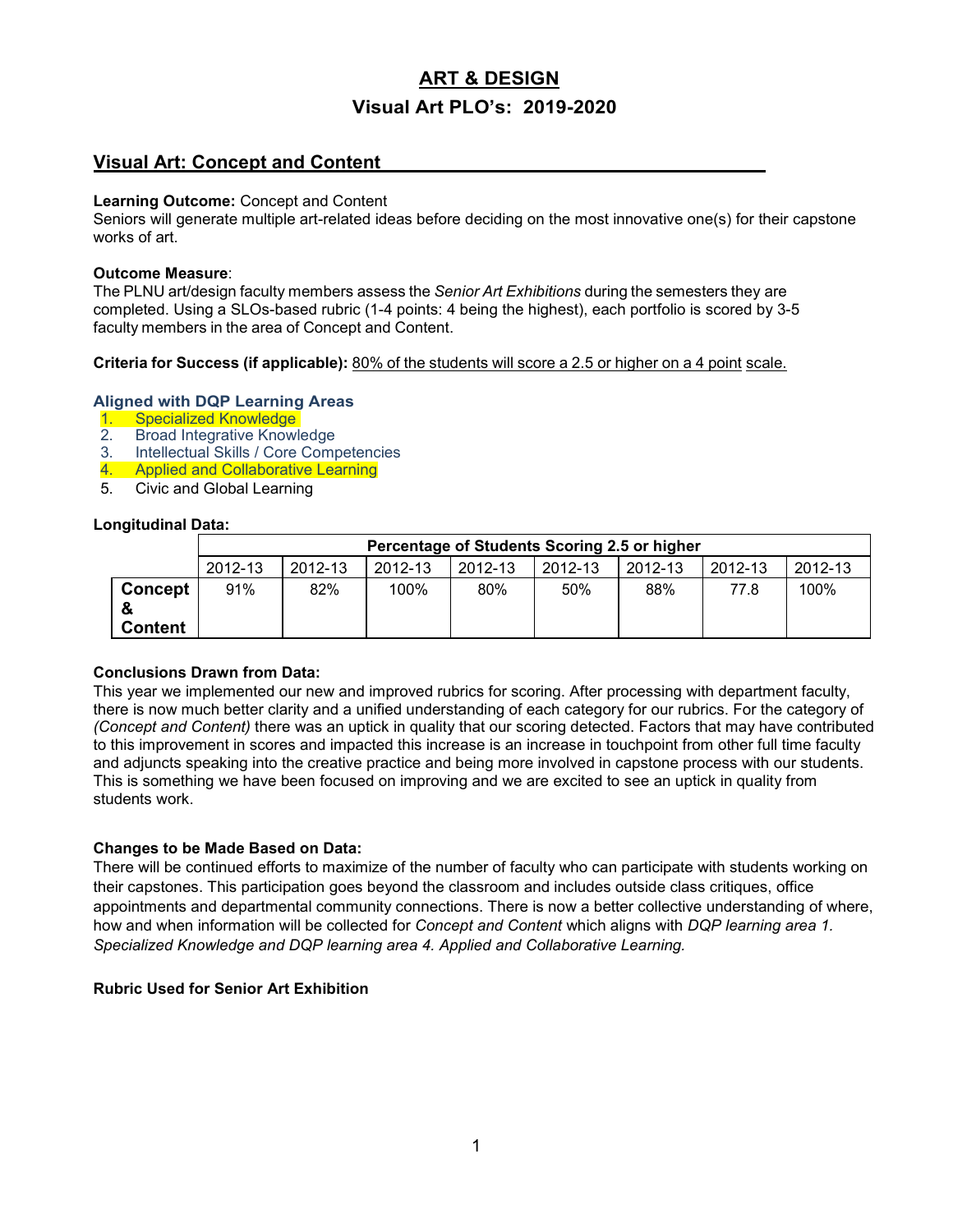# ART & DESIGN

## Visual Art PLO's: 2019-2020

## Visual Art: Concept and Content

**Learning Outcome:** Concept and Content
Seniors will generate multiple art-related ideas before deciding on the most innovative one(s) for their capstone works of art.

**Outcome Measure**:
The PLNU art/design faculty members assess the *Senior Art Exhibitions* during the semesters they are completed. Using a SLOs-based rubric (1-4 points: 4 being the highest), each portfolio is scored by 3-5 faculty members in the area of Concept and Content.

**Criteria for Success (if applicable):** 80% of the students will score a 2.5 or higher on a 4 point scale.

**Aligned with DQP Learning Areas**

1. Specialized Knowledge
2. Broad Integrative Knowledge
3. Intellectual Skills / Core Competencies
4. Applied and Collaborative Learning
5. Civic and Global Learning

**Longitudinal Data:**

| | Percentage of Students Scoring 2.5 or higher | | | | | | | |
|---|---|---|---|---|---|---|---|---|
| | 2012-13 | 2012-13 | 2012-13 | 2012-13 | 2012-13 | 2012-13 | 2012-13 | 2012-13 |
| **Concept & Content** | 91% | 82% | 100% | 80% | 50% | 88% | 77.8 | 100% |

**Conclusions Drawn from Data:**
This year we implemented our new and improved rubrics for scoring. After processing with department faculty, there is now much better clarity and a unified understanding of each category for our rubrics. For the category of *(Concept and Content)* there was an uptick in quality that our scoring detected. Factors that may have contributed to this improvement in scores and impacted this increase is an increase in touchpoint from other full time faculty and adjuncts speaking into the creative practice and being more involved in capstone process with our students. This is something we have been focused on improving and we are excited to see an uptick in quality from students work.

**Changes to be Made Based on Data:**
There will be continued efforts to maximize of the number of faculty who can participate with students working on their capstones. This participation goes beyond the classroom and includes outside class critiques, office appointments and departmental community connections. There is now a better collective understanding of where, how and when information will be collected for *Concept and Content* which aligns with *DQP learning area 1. Specialized Knowledge and DQP learning area 4. Applied and Collaborative Learning.*

**Rubric Used for Senior Art Exhibition**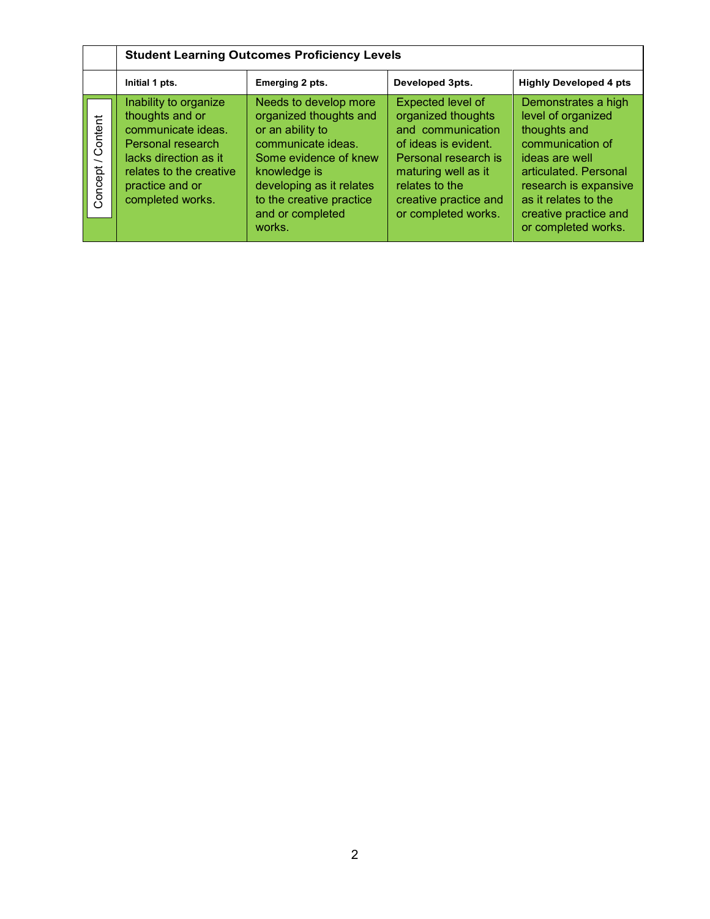| | Student Learning Outcomes Proficiency Levels | | | |
|---|---|---|---|---|
| | **Initial 1 pts.** | **Emerging 2 pts.** | **Developed 3pts.** | **Highly Developed 4 pts** |
| Concept / Content | Inability to organize thoughts and or communicate ideas. Personal research lacks direction as it relates to the creative practice and or completed works. | Needs to develop more organized thoughts and or an ability to communicate ideas. Some evidence of knew knowledge is developing as it relates to the creative practice and or completed works. | Expected level of organized thoughts and communication of ideas is evident. Personal research is maturing well as it relates to the creative practice and or completed works. | Demonstrates a high level of organized thoughts and communication of ideas are well articulated. Personal research is expansive as it relates to the creative practice and or completed works. |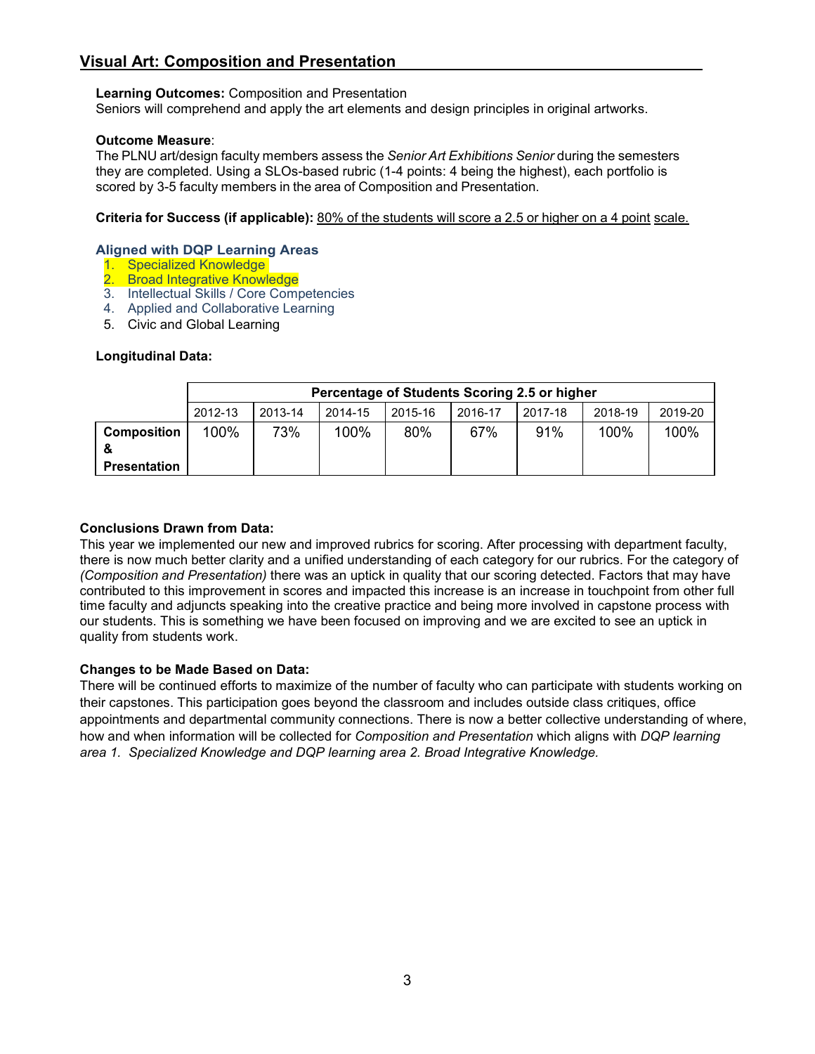## Visual Art: Composition and Presentation

**Learning Outcomes:** Composition and Presentation
Seniors will comprehend and apply the art elements and design principles in original artworks.

**Outcome Measure**:
The PLNU art/design faculty members assess the *Senior Art Exhibitions Senior* during the semesters they are completed. Using a SLOs-based rubric (1-4 points: 4 being the highest), each portfolio is scored by 3-5 faculty members in the area of Composition and Presentation.

**Criteria for Success (if applicable):** 80% of the students will score a 2.5 or higher on a 4 point scale.

**Aligned with DQP Learning Areas**

1. Specialized Knowledge
2. Broad Integrative Knowledge
3. Intellectual Skills / Core Competencies
4. Applied and Collaborative Learning
5. Civic and Global Learning

**Longitudinal Data:**

| | Percentage of Students Scoring 2.5 or higher | | | | | | | |
|---|---|---|---|---|---|---|---|---|
| | 2012-13 | 2013-14 | 2014-15 | 2015-16 | 2016-17 | 2017-18 | 2018-19 | 2019-20 |
| **Composition & Presentation** | 100% | 73% | 100% | 80% | 67% | 91% | 100% | 100% |

**Conclusions Drawn from Data:**
This year we implemented our new and improved rubrics for scoring. After processing with department faculty, there is now much better clarity and a unified understanding of each category for our rubrics. For the category of *(Composition and Presentation)* there was an uptick in quality that our scoring detected. Factors that may have contributed to this improvement in scores and impacted this increase is an increase in touchpoint from other full time faculty and adjuncts speaking into the creative practice and being more involved in capstone process with our students. This is something we have been focused on improving and we are excited to see an uptick in quality from students work.

**Changes to be Made Based on Data:**
There will be continued efforts to maximize of the number of faculty who can participate with students working on their capstones. This participation goes beyond the classroom and includes outside class critiques, office appointments and departmental community connections. There is now a better collective understanding of where, how and when information will be collected for *Composition and Presentation* which aligns with *DQP learning area 1. Specialized Knowledge and DQP learning area 2. Broad Integrative Knowledge.*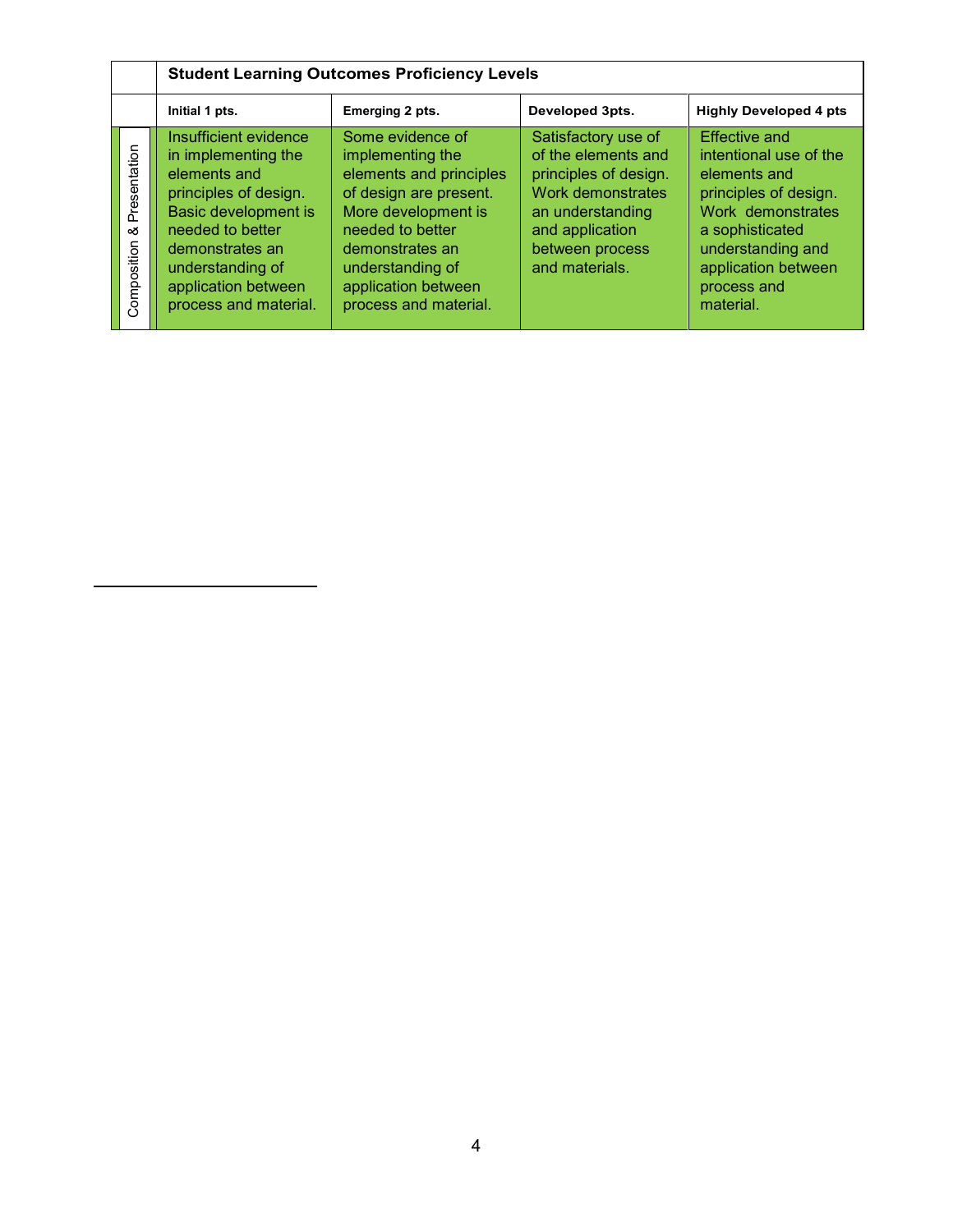| | Student Learning Outcomes Proficiency Levels | | | |
|---|---|---|---|---|
| | **Initial 1 pts.** | **Emerging 2 pts.** | **Developed 3pts.** | **Highly Developed 4 pts** |
| Composition & Presentation | Insufficient evidence in implementing the elements and principles of design. Basic development is needed to better demonstrates an understanding of application between process and material. | Some evidence of implementing the elements and principles of design are present. More development is needed to better demonstrates an understanding of application between process and material. | Satisfactory use of of the elements and principles of design. Work demonstrates an understanding and application between process and materials. | Effective and intentional use of the elements and principles of design. Work demonstrates a sophisticated understanding and application between process and material. |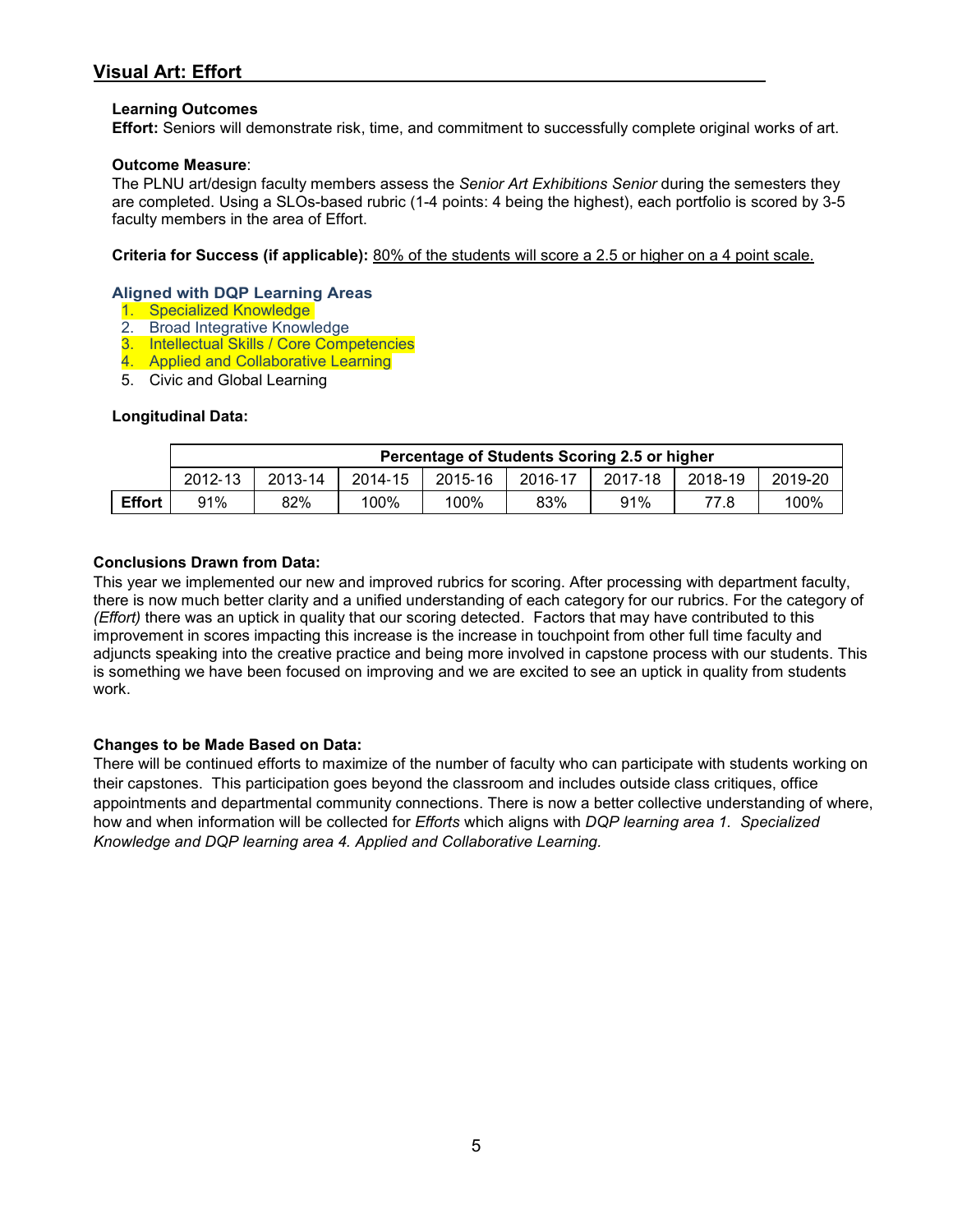## Visual Art: Effort

**Learning Outcomes**
**Effort:** Seniors will demonstrate risk, time, and commitment to successfully complete original works of art.

**Outcome Measure**:
The PLNU art/design faculty members assess the *Senior Art Exhibitions Senior* during the semesters they are completed. Using a SLOs-based rubric (1-4 points: 4 being the highest), each portfolio is scored by 3-5 faculty members in the area of Effort.

**Criteria for Success (if applicable):** 80% of the students will score a 2.5 or higher on a 4 point scale.

**Aligned with DQP Learning Areas**

1. Specialized Knowledge
2. Broad Integrative Knowledge
3. Intellectual Skills / Core Competencies
4. Applied and Collaborative Learning
5. Civic and Global Learning

**Longitudinal Data:**

| | Percentage of Students Scoring 2.5 or higher | | | | | | | |
|---|---|---|---|---|---|---|---|---|
| | 2012-13 | 2013-14 | 2014-15 | 2015-16 | 2016-17 | 2017-18 | 2018-19 | 2019-20 |
| **Effort** | 91% | 82% | 100% | 100% | 83% | 91% | 77.8 | 100% |

**Conclusions Drawn from Data:**
This year we implemented our new and improved rubrics for scoring. After processing with department faculty, there is now much better clarity and a unified understanding of each category for our rubrics. For the category of *(Effort)* there was an uptick in quality that our scoring detected. Factors that may have contributed to this improvement in scores impacting this increase is the increase in touchpoint from other full time faculty and adjuncts speaking into the creative practice and being more involved in capstone process with our students. This is something we have been focused on improving and we are excited to see an uptick in quality from students work.

**Changes to be Made Based on Data:**
There will be continued efforts to maximize of the number of faculty who can participate with students working on their capstones. This participation goes beyond the classroom and includes outside class critiques, office appointments and departmental community connections. There is now a better collective understanding of where, how and when information will be collected for *Efforts* which aligns with *DQP learning area 1. Specialized Knowledge and DQP learning area 4. Applied and Collaborative Learning.*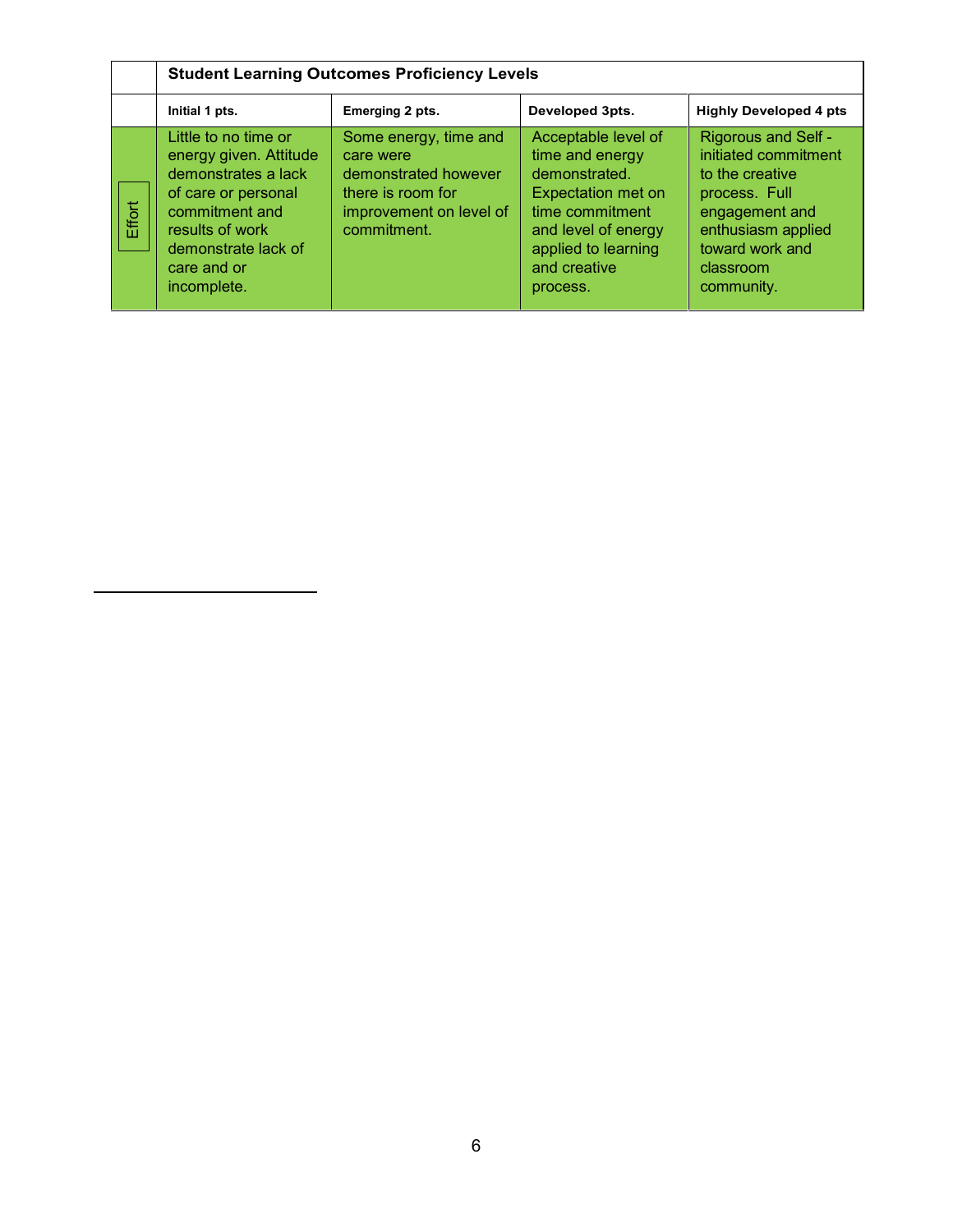| | Student Learning Outcomes Proficiency Levels | | | |
|---|---|---|---|---|
| | **Initial 1 pts.** | **Emerging 2 pts.** | **Developed 3pts.** | **Highly Developed 4 pts** |
| Effort | Little to no time or energy given. Attitude demonstrates a lack of care or personal commitment and results of work demonstrate lack of care and or incomplete. | Some energy, time and care were demonstrated however there is room for improvement on level of commitment. | Acceptable level of time and energy demonstrated. Expectation met on time commitment and level of energy applied to learning and creative process. | Rigorous and Self - initiated commitment to the creative process. Full engagement and enthusiasm applied toward work and classroom community. |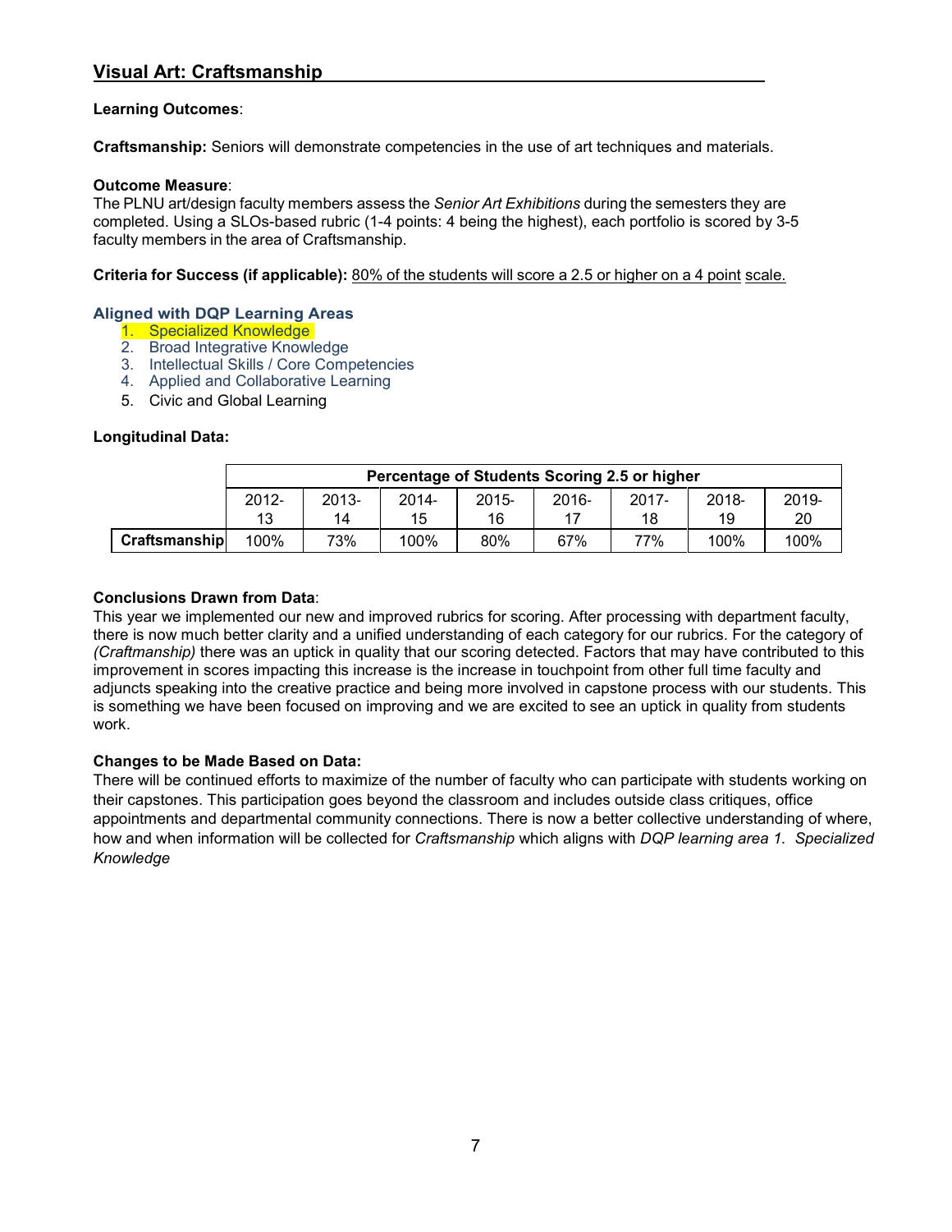## Visual Art: Craftsmanship

**Learning Outcomes**:

**Craftsmanship:** Seniors will demonstrate competencies in the use of art techniques and materials.

**Outcome Measure**:
The PLNU art/design faculty members assess the *Senior Art Exhibitions* during the semesters they are completed. Using a SLOs-based rubric (1-4 points: 4 being the highest), each portfolio is scored by 3-5 faculty members in the area of Craftsmanship.

**Criteria for Success (if applicable):** 80% of the students will score a 2.5 or higher on a 4 point scale.

**Aligned with DQP Learning Areas**

1. Specialized Knowledge
2. Broad Integrative Knowledge
3. Intellectual Skills / Core Competencies
4. Applied and Collaborative Learning
5. Civic and Global Learning

**Longitudinal Data:**

| | Percentage of Students Scoring 2.5 or higher | | | | | | | |
|---|---|---|---|---|---|---|---|---|
| | 2012-13 | 2013-14 | 2014-15 | 2015-16 | 2016-17 | 2017-18 | 2018-19 | 2019-20 |
| **Craftsmanship** | 100% | 73% | 100% | 80% | 67% | 77% | 100% | 100% |

**Conclusions Drawn from Data**:
This year we implemented our new and improved rubrics for scoring. After processing with department faculty, there is now much better clarity and a unified understanding of each category for our rubrics. For the category of *(Craftmanship)* there was an uptick in quality that our scoring detected. Factors that may have contributed to this improvement in scores impacting this increase is the increase in touchpoint from other full time faculty and adjuncts speaking into the creative practice and being more involved in capstone process with our students. This is something we have been focused on improving and we are excited to see an uptick in quality from students work.

**Changes to be Made Based on Data:**
There will be continued efforts to maximize of the number of faculty who can participate with students working on their capstones. This participation goes beyond the classroom and includes outside class critiques, office appointments and departmental community connections. There is now a better collective understanding of where, how and when information will be collected for *Craftsmanship* which aligns with *DQP learning area 1. Specialized Knowledge*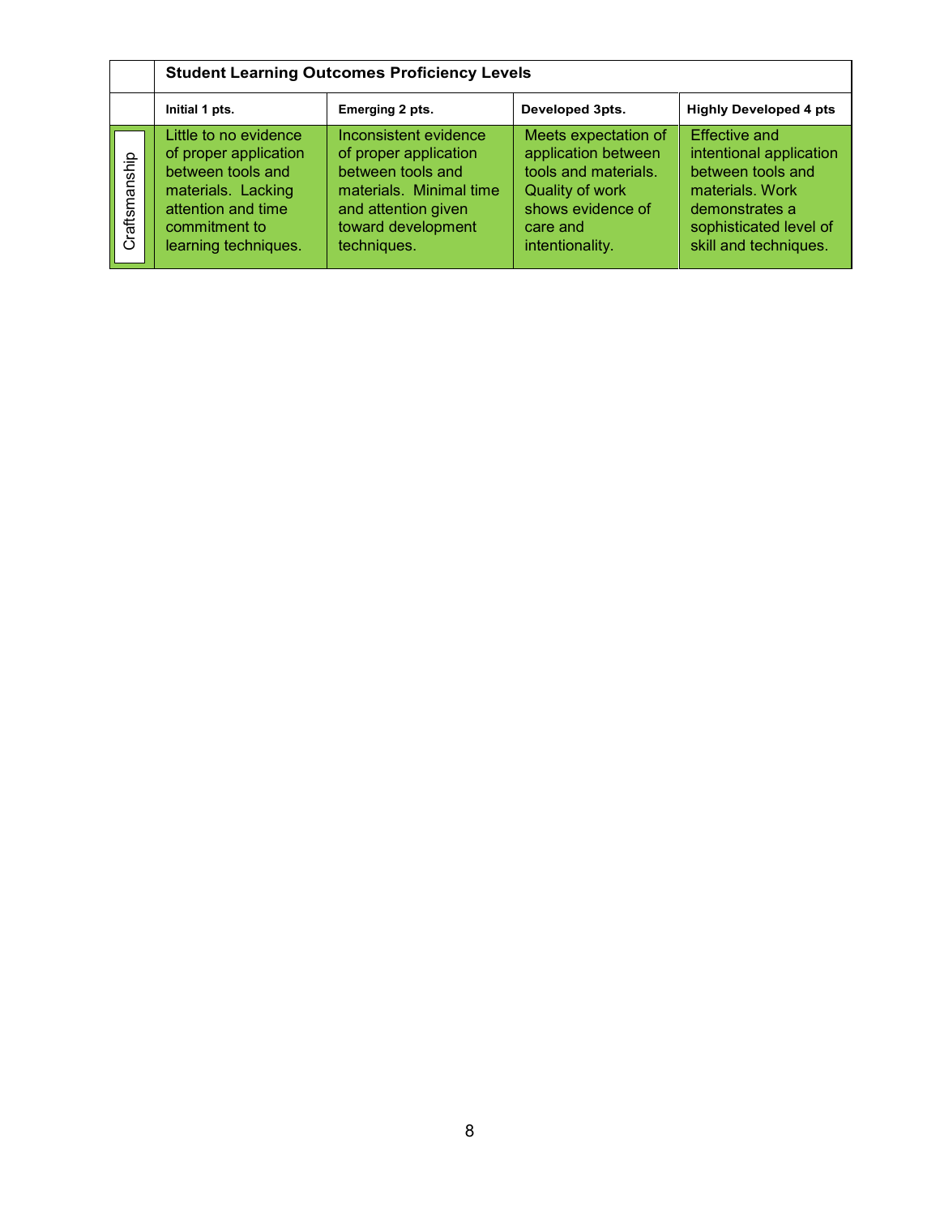| | Student Learning Outcomes Proficiency Levels | | | |
|---|---|---|---|---|
| | Initial 1 pts. | Emerging 2 pts. | Developed 3pts. | Highly Developed 4 pts |
| Craftsmanship | Little to no evidence of proper application between tools and materials. Lacking attention and time commitment to learning techniques. | Inconsistent evidence of proper application between tools and materials. Minimal time and attention given toward development techniques. | Meets expectation of application between tools and materials. Quality of work shows evidence of care and intentionality. | Effective and intentional application between tools and materials. Work demonstrates a sophisticated level of skill and techniques. |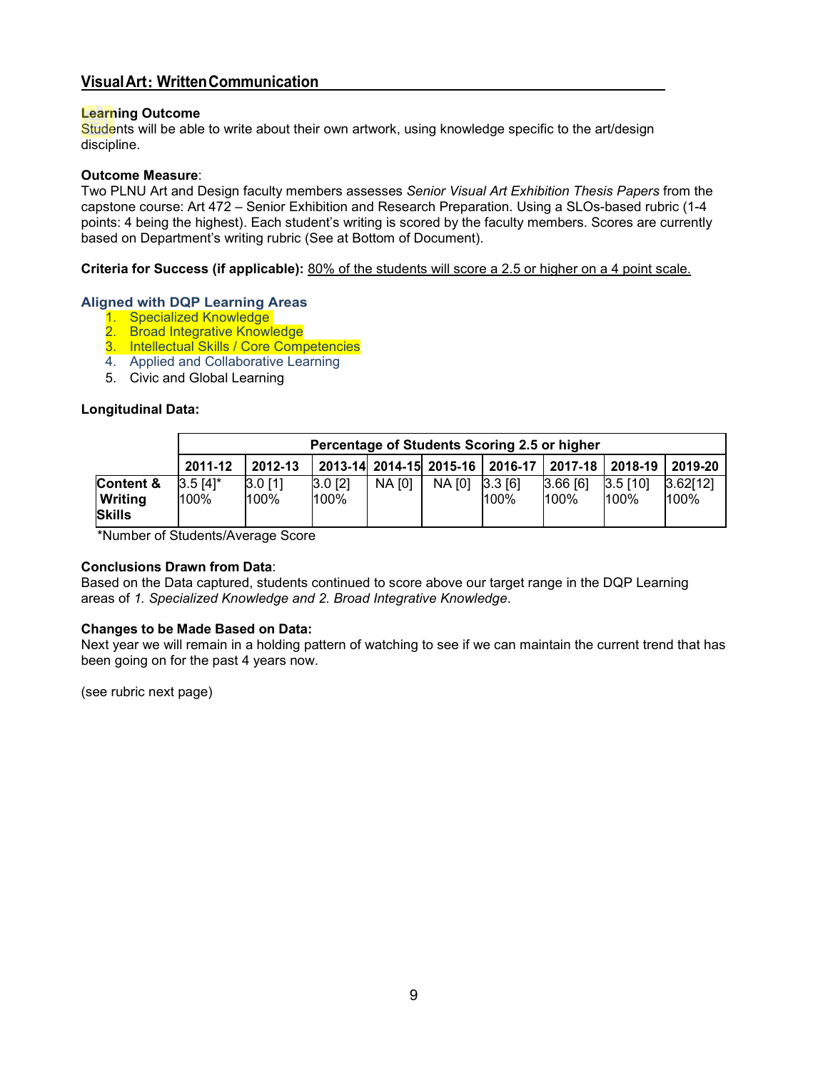## Visual Art: Written Communication

**Learning Outcome**
Students will be able to write about their own artwork, using knowledge specific to the art/design discipline.

**Outcome Measure**:
Two PLNU Art and Design faculty members assesses *Senior Visual Art Exhibition Thesis Papers* from the capstone course: Art 472 – Senior Exhibition and Research Preparation. Using a SLOs-based rubric (1-4 points: 4 being the highest). Each student's writing is scored by the faculty members. Scores are currently based on Department's writing rubric (See at Bottom of Document).

**Criteria for Success (if applicable):** 80% of the students will score a 2.5 or higher on a 4 point scale.

### Aligned with DQP Learning Areas

1. Specialized Knowledge
2. Broad Integrative Knowledge
3. Intellectual Skills / Core Competencies
4. Applied and Collaborative Learning
5. Civic and Global Learning

**Longitudinal Data:**

| | Percentage of Students Scoring 2.5 or higher | | | | | | | | |
|---|---|---|---|---|---|---|---|---|---|
| | 2011-12 | 2012-13 | 2013-14 | 2014-15 | 2015-16 | 2016-17 | 2017-18 | 2018-19 | 2019-20 |
| **Content & Writing Skills** | 3.5 [4]* 100% | 3.0 [1] 100% | 3.0 [2] 100% | NA [0] | NA [0] | 3.3 [6] 100% | 3.66 [6] 100% | 3.5 [10] 100% | 3.62[12] 100% |

*Number of Students/Average Score

**Conclusions Drawn from Data**:
Based on the Data captured, students continued to score above our target range in the DQP Learning areas of *1. Specialized Knowledge and 2. Broad Integrative Knowledge*.

**Changes to be Made Based on Data:**
Next year we will remain in a holding pattern of watching to see if we can maintain the current trend that has been going on for the past 4 years now.

(see rubric next page)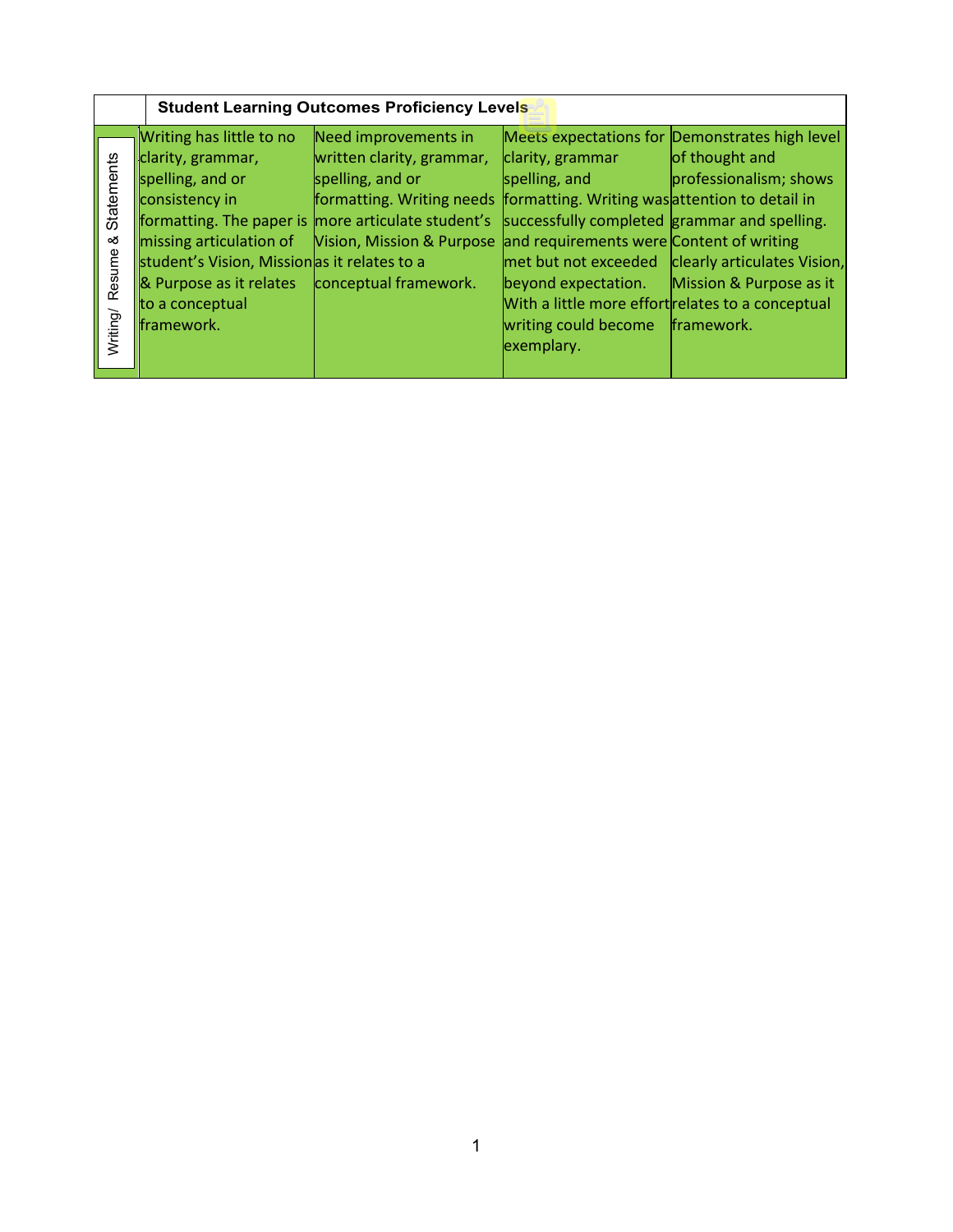| | Student Learning Outcomes Proficiency Levels | | | |
|---|---|---|---|---|
| Writing/ Resume & Statements | Writing has little to no clarity, grammar, spelling, and or consistency in formatting. The paper is missing articulation of student's Vision, Mission & Purpose as it relates to a conceptual framework. | Need improvements in written clarity, grammar, spelling, and or formatting. Writing needs more articulate student's Vision, Mission & Purpose as it relates to a conceptual framework. | Meets expectations for clarity, grammar spelling, and formatting. Writing was successfully completed and requirements were met but not exceeded beyond expectation. With a little more effort writing could become exemplary. | Demonstrates high level of thought and professionalism; shows attention to detail in grammar and spelling. Content of writing clearly articulates Vision, Mission & Purpose as it relates to a conceptual framework. |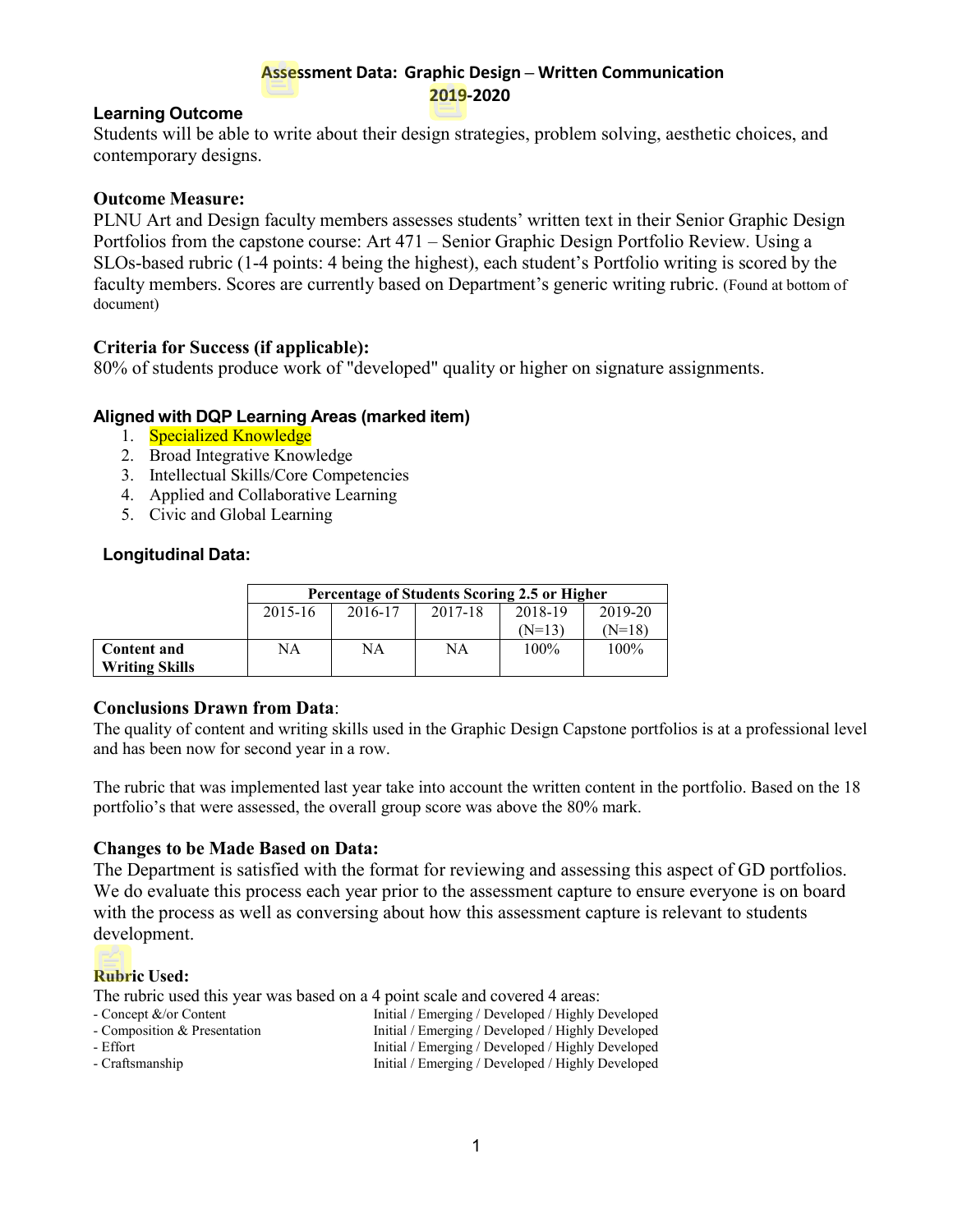# Assessment Data: Graphic Design – Written Communication 2019-2020

### Learning Outcome

Students will be able to write about their design strategies, problem solving, aesthetic choices, and contemporary designs.

### Outcome Measure:

PLNU Art and Design faculty members assesses students' written text in their Senior Graphic Design Portfolios from the capstone course: Art 471 – Senior Graphic Design Portfolio Review. Using a SLOs-based rubric (1-4 points: 4 being the highest), each student's Portfolio writing is scored by the faculty members. Scores are currently based on Department's generic writing rubric. (Found at bottom of document)

### Criteria for Success (if applicable):

80% of students produce work of "developed" quality or higher on signature assignments.

### Aligned with DQP Learning Areas (marked item)

1. Specialized Knowledge
2. Broad Integrative Knowledge
3. Intellectual Skills/Core Competencies
4. Applied and Collaborative Learning
5. Civic and Global Learning

### Longitudinal Data:

| | Percentage of Students Scoring 2.5 or Higher | | | | |
|---|---|---|---|---|---|
| | 2015-16 | 2016-17 | 2017-18 | 2018-19 (N=13) | 2019-20 (N=18) |
| **Content and Writing Skills** | NA | NA | NA | 100% | 100% |

### Conclusions Drawn from Data:

The quality of content and writing skills used in the Graphic Design Capstone portfolios is at a professional level and has been now for second year in a row.

The rubric that was implemented last year take into account the written content in the portfolio. Based on the 18 portfolio's that were assessed, the overall group score was above the 80% mark.

### Changes to be Made Based on Data:

The Department is satisfied with the format for reviewing and assessing this aspect of GD portfolios. We do evaluate this process each year prior to the assessment capture to ensure everyone is on board with the process as well as conversing about how this assessment capture is relevant to students development.

### Rubric Used:

The rubric used this year was based on a 4 point scale and covered 4 areas:

- Concept &/or Content — Initial / Emerging / Developed / Highly Developed
- Composition & Presentation — Initial / Emerging / Developed / Highly Developed
- Effort — Initial / Emerging / Developed / Highly Developed
- Craftsmanship — Initial / Emerging / Developed / Highly Developed